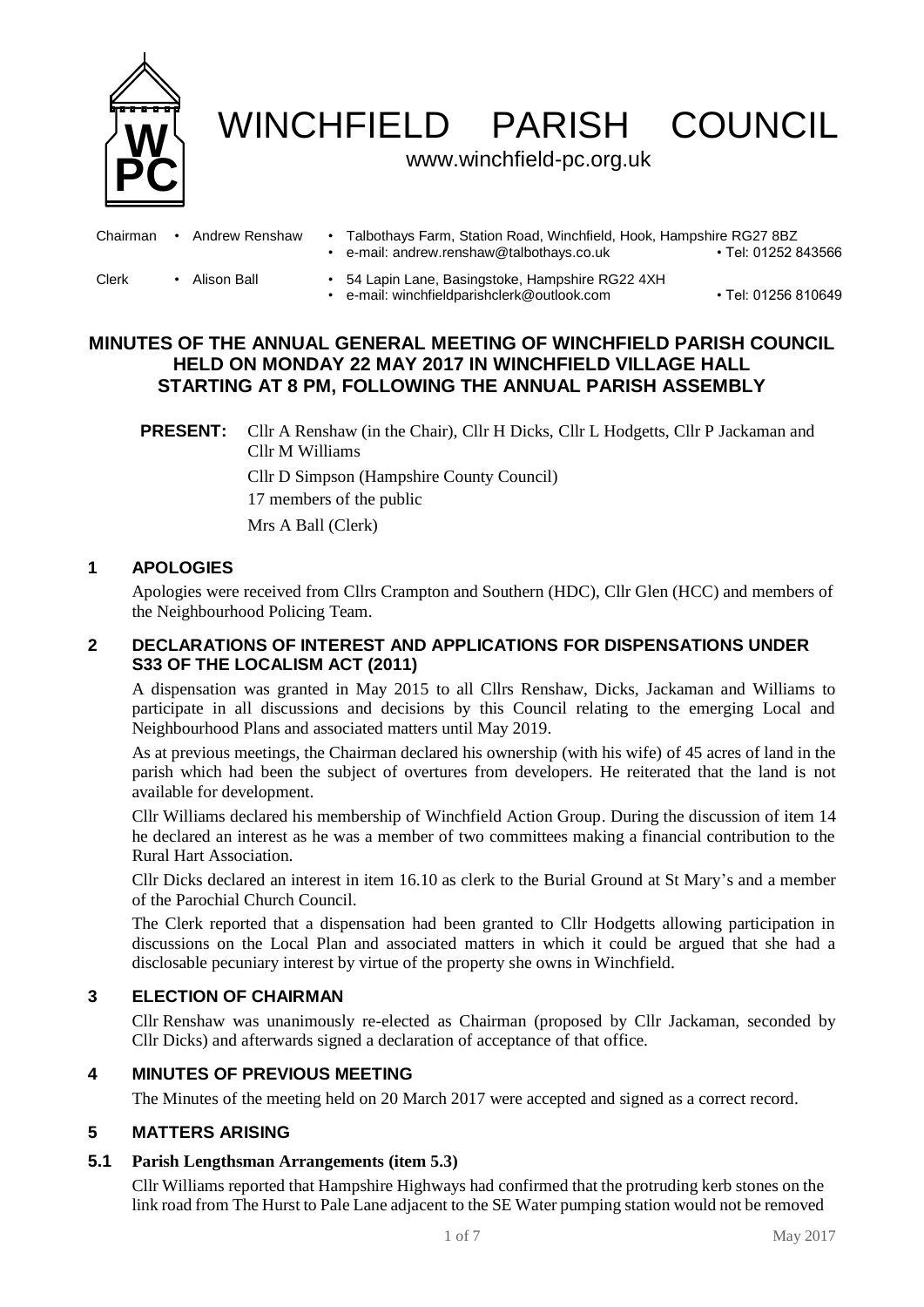# WINCHFIELD PARISH COUNCIL

www.winchfield-pc.org.uk

Chairman • Andrew Renshaw • Talbothays Farm, Station Road, Winchfield, Hook, Hampshire RG27 8BZ
• e-mail: andrew.renshaw@talbothays.co.uk • Tel: 01252 843566

Clerk • Alison Ball • 54 Lapin Lane, Basingstoke, Hampshire RG22 4XH
• e-mail: winchfieldparishclerk@outlook.com • Tel: 01256 810649

## MINUTES OF THE ANNUAL GENERAL MEETING OF WINCHFIELD PARISH COUNCIL HELD ON MONDAY 22 MAY 2017 IN WINCHFIELD VILLAGE HALL STARTING AT 8 PM, FOLLOWING THE ANNUAL PARISH ASSEMBLY

**PRESENT:** Cllr A Renshaw (in the Chair), Cllr H Dicks, Cllr L Hodgetts, Cllr P Jackaman and Cllr M Williams

Cllr D Simpson (Hampshire County Council)

17 members of the public

Mrs A Ball (Clerk)

### 1 APOLOGIES

Apologies were received from Cllrs Crampton and Southern (HDC), Cllr Glen (HCC) and members of the Neighbourhood Policing Team.

### 2 DECLARATIONS OF INTEREST AND APPLICATIONS FOR DISPENSATIONS UNDER S33 OF THE LOCALISM ACT (2011)

A dispensation was granted in May 2015 to all Cllrs Renshaw, Dicks, Jackaman and Williams to participate in all discussions and decisions by this Council relating to the emerging Local and Neighbourhood Plans and associated matters until May 2019.

As at previous meetings, the Chairman declared his ownership (with his wife) of 45 acres of land in the parish which had been the subject of overtures from developers. He reiterated that the land is not available for development.

Cllr Williams declared his membership of Winchfield Action Group. During the discussion of item 14 he declared an interest as he was a member of two committees making a financial contribution to the Rural Hart Association.

Cllr Dicks declared an interest in item 16.10 as clerk to the Burial Ground at St Mary's and a member of the Parochial Church Council.

The Clerk reported that a dispensation had been granted to Cllr Hodgetts allowing participation in discussions on the Local Plan and associated matters in which it could be argued that she had a disclosable pecuniary interest by virtue of the property she owns in Winchfield.

### 3 ELECTION OF CHAIRMAN

Cllr Renshaw was unanimously re-elected as Chairman (proposed by Cllr Jackaman, seconded by Cllr Dicks) and afterwards signed a declaration of acceptance of that office.

### 4 MINUTES OF PREVIOUS MEETING

The Minutes of the meeting held on 20 March 2017 were accepted and signed as a correct record.

### 5 MATTERS ARISING

#### 5.1 Parish Lengthsman Arrangements (item 5.3)

Cllr Williams reported that Hampshire Highways had confirmed that the protruding kerb stones on the link road from The Hurst to Pale Lane adjacent to the SE Water pumping station would not be removed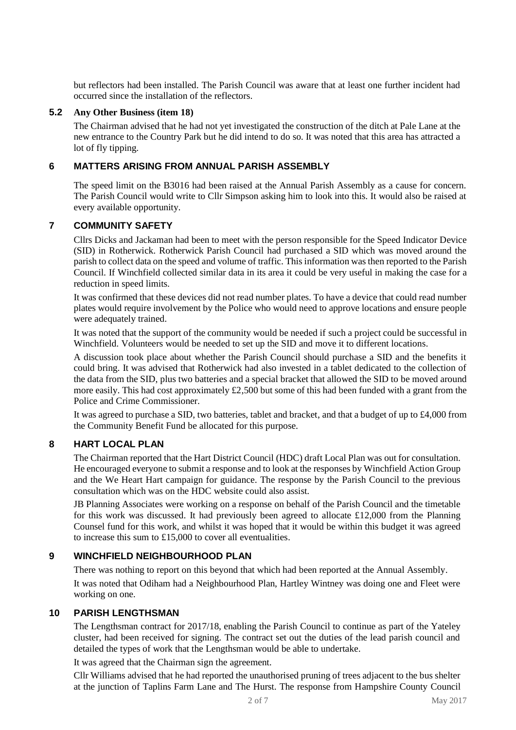but reflectors had been installed. The Parish Council was aware that at least one further incident had occurred since the installation of the reflectors.

### 5.2 Any Other Business (item 18)

The Chairman advised that he had not yet investigated the construction of the ditch at Pale Lane at the new entrance to the Country Park but he did intend to do so. It was noted that this area has attracted a lot of fly tipping.

## 6 MATTERS ARISING FROM ANNUAL PARISH ASSEMBLY

The speed limit on the B3016 had been raised at the Annual Parish Assembly as a cause for concern. The Parish Council would write to Cllr Simpson asking him to look into this. It would also be raised at every available opportunity.

## 7 COMMUNITY SAFETY

Cllrs Dicks and Jackaman had been to meet with the person responsible for the Speed Indicator Device (SID) in Rotherwick. Rotherwick Parish Council had purchased a SID which was moved around the parish to collect data on the speed and volume of traffic. This information was then reported to the Parish Council. If Winchfield collected similar data in its area it could be very useful in making the case for a reduction in speed limits.

It was confirmed that these devices did not read number plates. To have a device that could read number plates would require involvement by the Police who would need to approve locations and ensure people were adequately trained.

It was noted that the support of the community would be needed if such a project could be successful in Winchfield. Volunteers would be needed to set up the SID and move it to different locations.

A discussion took place about whether the Parish Council should purchase a SID and the benefits it could bring. It was advised that Rotherwick had also invested in a tablet dedicated to the collection of the data from the SID, plus two batteries and a special bracket that allowed the SID to be moved around more easily. This had cost approximately £2,500 but some of this had been funded with a grant from the Police and Crime Commissioner.

It was agreed to purchase a SID, two batteries, tablet and bracket, and that a budget of up to £4,000 from the Community Benefit Fund be allocated for this purpose.

## 8 HART LOCAL PLAN

The Chairman reported that the Hart District Council (HDC) draft Local Plan was out for consultation. He encouraged everyone to submit a response and to look at the responses by Winchfield Action Group and the We Heart Hart campaign for guidance. The response by the Parish Council to the previous consultation which was on the HDC website could also assist.

JB Planning Associates were working on a response on behalf of the Parish Council and the timetable for this work was discussed. It had previously been agreed to allocate £12,000 from the Planning Counsel fund for this work, and whilst it was hoped that it would be within this budget it was agreed to increase this sum to £15,000 to cover all eventualities.

## 9 WINCHFIELD NEIGHBOURHOOD PLAN

There was nothing to report on this beyond that which had been reported at the Annual Assembly.

It was noted that Odiham had a Neighbourhood Plan, Hartley Wintney was doing one and Fleet were working on one.

## 10 PARISH LENGTHSMAN

The Lengthsman contract for 2017/18, enabling the Parish Council to continue as part of the Yateley cluster, had been received for signing. The contract set out the duties of the lead parish council and detailed the types of work that the Lengthsman would be able to undertake.

It was agreed that the Chairman sign the agreement.

Cllr Williams advised that he had reported the unauthorised pruning of trees adjacent to the bus shelter at the junction of Taplins Farm Lane and The Hurst. The response from Hampshire County Council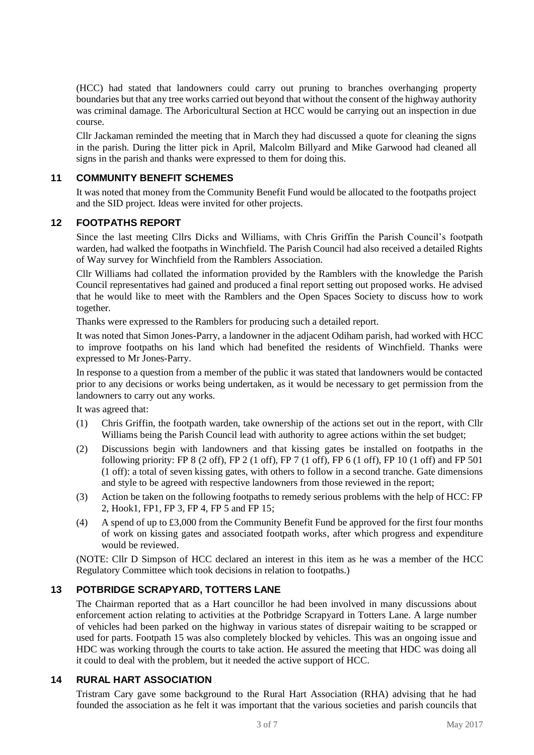(HCC) had stated that landowners could carry out pruning to branches overhanging property boundaries but that any tree works carried out beyond that without the consent of the highway authority was criminal damage. The Arboricultural Section at HCC would be carrying out an inspection in due course.

Cllr Jackaman reminded the meeting that in March they had discussed a quote for cleaning the signs in the parish. During the litter pick in April, Malcolm Billyard and Mike Garwood had cleaned all signs in the parish and thanks were expressed to them for doing this.

## 11 COMMUNITY BENEFIT SCHEMES

It was noted that money from the Community Benefit Fund would be allocated to the footpaths project and the SID project. Ideas were invited for other projects.

## 12 FOOTPATHS REPORT

Since the last meeting Cllrs Dicks and Williams, with Chris Griffin the Parish Council's footpath warden, had walked the footpaths in Winchfield. The Parish Council had also received a detailed Rights of Way survey for Winchfield from the Ramblers Association.

Cllr Williams had collated the information provided by the Ramblers with the knowledge the Parish Council representatives had gained and produced a final report setting out proposed works. He advised that he would like to meet with the Ramblers and the Open Spaces Society to discuss how to work together.

Thanks were expressed to the Ramblers for producing such a detailed report.

It was noted that Simon Jones-Parry, a landowner in the adjacent Odiham parish, had worked with HCC to improve footpaths on his land which had benefited the residents of Winchfield. Thanks were expressed to Mr Jones-Parry.

In response to a question from a member of the public it was stated that landowners would be contacted prior to any decisions or works being undertaken, as it would be necessary to get permission from the landowners to carry out any works.

It was agreed that:

(1) Chris Griffin, the footpath warden, take ownership of the actions set out in the report, with Cllr Williams being the Parish Council lead with authority to agree actions within the set budget;

(2) Discussions begin with landowners and that kissing gates be installed on footpaths in the following priority: FP 8 (2 off), FP 2 (1 off), FP 7 (1 off), FP 6 (1 off), FP 10 (1 off) and FP 501 (1 off): a total of seven kissing gates, with others to follow in a second tranche. Gate dimensions and style to be agreed with respective landowners from those reviewed in the report;

(3) Action be taken on the following footpaths to remedy serious problems with the help of HCC: FP 2, Hook1, FP1, FP 3, FP 4, FP 5 and FP 15;

(4) A spend of up to £3,000 from the Community Benefit Fund be approved for the first four months of work on kissing gates and associated footpath works, after which progress and expenditure would be reviewed.

(NOTE: Cllr D Simpson of HCC declared an interest in this item as he was a member of the HCC Regulatory Committee which took decisions in relation to footpaths.)

## 13 POTBRIDGE SCRAPYARD, TOTTERS LANE

The Chairman reported that as a Hart councillor he had been involved in many discussions about enforcement action relating to activities at the Potbridge Scrapyard in Totters Lane. A large number of vehicles had been parked on the highway in various states of disrepair waiting to be scrapped or used for parts. Footpath 15 was also completely blocked by vehicles. This was an ongoing issue and HDC was working through the courts to take action. He assured the meeting that HDC was doing all it could to deal with the problem, but it needed the active support of HCC.

## 14 RURAL HART ASSOCIATION

Tristram Cary gave some background to the Rural Hart Association (RHA) advising that he had founded the association as he felt it was important that the various societies and parish councils that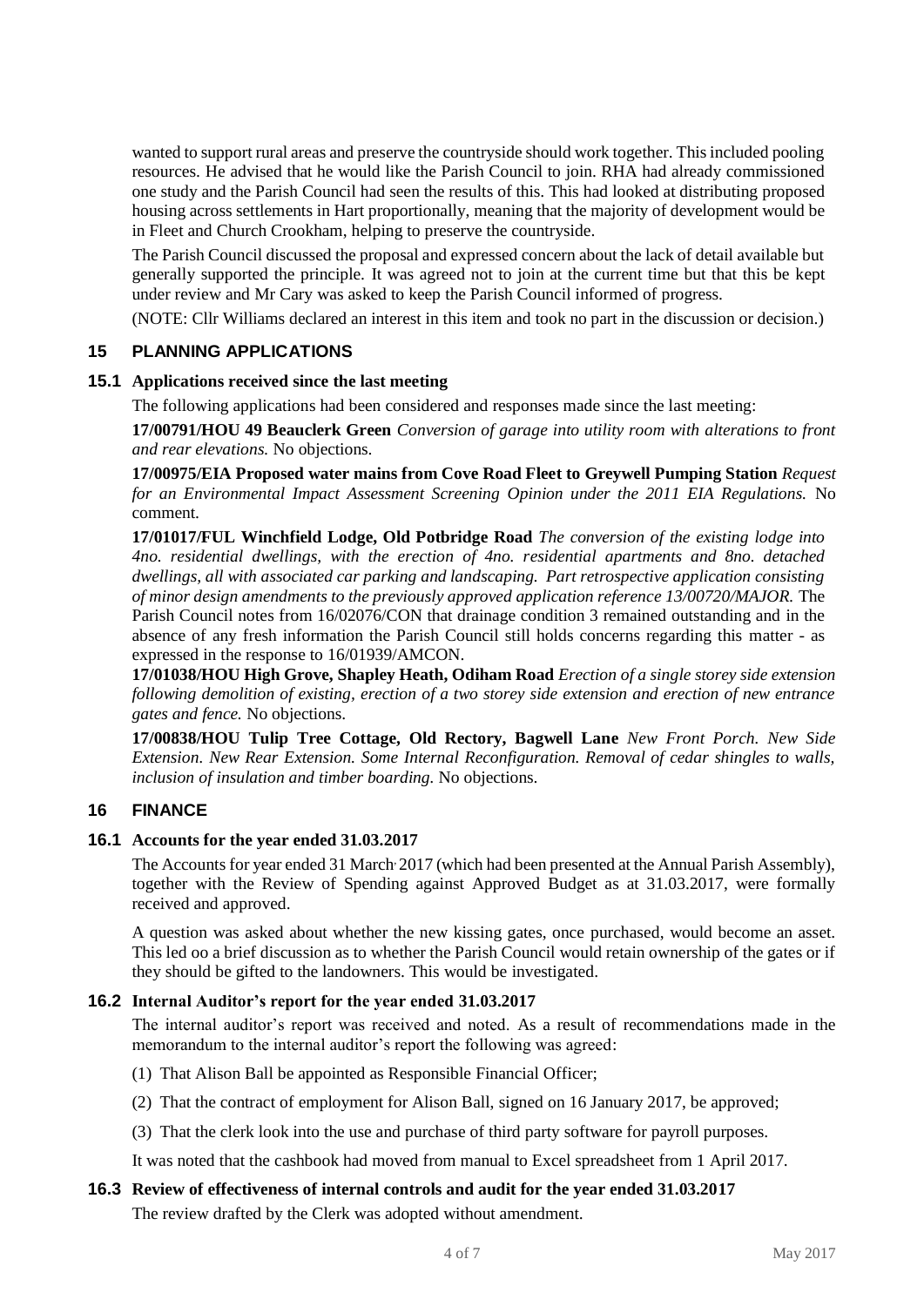wanted to support rural areas and preserve the countryside should work together. This included pooling resources. He advised that he would like the Parish Council to join. RHA had already commissioned one study and the Parish Council had seen the results of this. This had looked at distributing proposed housing across settlements in Hart proportionally, meaning that the majority of development would be in Fleet and Church Crookham, helping to preserve the countryside.

The Parish Council discussed the proposal and expressed concern about the lack of detail available but generally supported the principle. It was agreed not to join at the current time but that this be kept under review and Mr Cary was asked to keep the Parish Council informed of progress.

(NOTE: Cllr Williams declared an interest in this item and took no part in the discussion or decision.)

## 15 PLANNING APPLICATIONS

### 15.1 Applications received since the last meeting

The following applications had been considered and responses made since the last meeting:

**17/00791/HOU 49 Beauclerk Green** *Conversion of garage into utility room with alterations to front and rear elevations.* No objections.

**17/00975/EIA Proposed water mains from Cove Road Fleet to Greywell Pumping Station** *Request for an Environmental Impact Assessment Screening Opinion under the 2011 EIA Regulations.* No comment.

**17/01017/FUL Winchfield Lodge, Old Potbridge Road** *The conversion of the existing lodge into 4no. residential dwellings, with the erection of 4no. residential apartments and 8no. detached dwellings, all with associated car parking and landscaping. Part retrospective application consisting of minor design amendments to the previously approved application reference 13/00720/MAJOR.* The Parish Council notes from 16/02076/CON that drainage condition 3 remained outstanding and in the absence of any fresh information the Parish Council still holds concerns regarding this matter - as expressed in the response to 16/01939/AMCON.

**17/01038/HOU High Grove, Shapley Heath, Odiham Road** *Erection of a single storey side extension following demolition of existing, erection of a two storey side extension and erection of new entrance gates and fence.* No objections.

**17/00838/HOU Tulip Tree Cottage, Old Rectory, Bagwell Lane** *New Front Porch. New Side Extension. New Rear Extension. Some Internal Reconfiguration. Removal of cedar shingles to walls, inclusion of insulation and timber boarding.* No objections.

## 16 FINANCE

### 16.1 Accounts for the year ended 31.03.2017

The Accounts for year ended 31 March, 2017 (which had been presented at the Annual Parish Assembly), together with the Review of Spending against Approved Budget as at 31.03.2017, were formally received and approved.

A question was asked about whether the new kissing gates, once purchased, would become an asset. This led oo a brief discussion as to whether the Parish Council would retain ownership of the gates or if they should be gifted to the landowners. This would be investigated.

### 16.2 Internal Auditor's report for the year ended 31.03.2017

The internal auditor's report was received and noted. As a result of recommendations made in the memorandum to the internal auditor's report the following was agreed:

(1) That Alison Ball be appointed as Responsible Financial Officer;

(2) That the contract of employment for Alison Ball, signed on 16 January 2017, be approved;

(3) That the clerk look into the use and purchase of third party software for payroll purposes.

It was noted that the cashbook had moved from manual to Excel spreadsheet from 1 April 2017.

### 16.3 Review of effectiveness of internal controls and audit for the year ended 31.03.2017

The review drafted by the Clerk was adopted without amendment.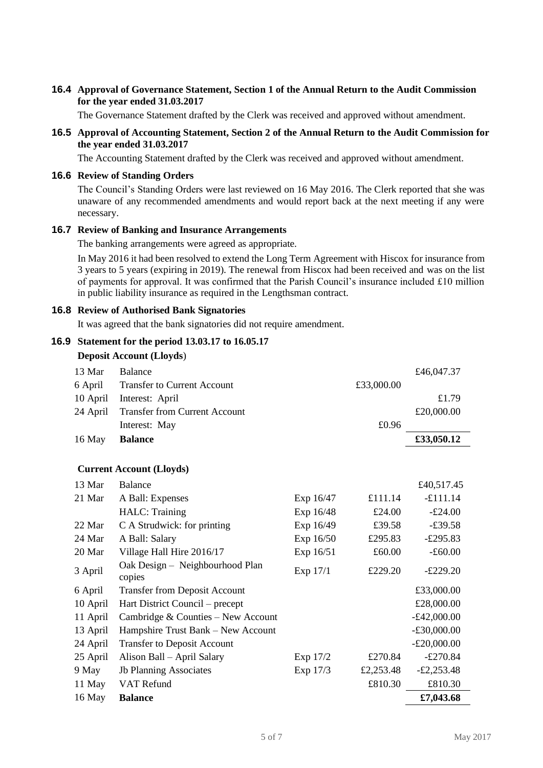### 16.4 Approval of Governance Statement, Section 1 of the Annual Return to the Audit Commission for the year ended 31.03.2017

The Governance Statement drafted by the Clerk was received and approved without amendment.

### 16.5 Approval of Accounting Statement, Section 2 of the Annual Return to the Audit Commission for the year ended 31.03.2017

The Accounting Statement drafted by the Clerk was received and approved without amendment.

### 16.6 Review of Standing Orders

The Council's Standing Orders were last reviewed on 16 May 2016. The Clerk reported that she was unaware of any recommended amendments and would report back at the next meeting if any were necessary.

### 16.7 Review of Banking and Insurance Arrangements

The banking arrangements were agreed as appropriate.

In May 2016 it had been resolved to extend the Long Term Agreement with Hiscox for insurance from 3 years to 5 years (expiring in 2019). The renewal from Hiscox had been received and was on the list of payments for approval. It was confirmed that the Parish Council's insurance included £10 million in public liability insurance as required in the Lengthsman contract.

### 16.8 Review of Authorised Bank Signatories

It was agreed that the bank signatories did not require amendment.

### 16.9 Statement for the period 13.03.17 to 16.05.17

**Deposit Account (Lloyds)**

| | | | |
|---|---|---|---|
| 13 Mar | Balance | | £46,047.37 |
| 6 April | Transfer to Current Account | £33,000.00 | |
| 10 April | Interest: April | | £1.79 |
| 24 April | Transfer from Current Account | | £20,000.00 |
| | Interest: May | £0.96 | |
| 16 May | **Balance** | | **£33,050.12** |

**Current Account (Lloyds)**

| | | | | |
|---|---|---|---|---|
| 13 Mar | Balance | | | £40,517.45 |
| 21 Mar | A Ball: Expenses | Exp 16/47 | £111.14 | -£111.14 |
| | HALC: Training | Exp 16/48 | £24.00 | -£24.00 |
| 22 Mar | C A Strudwick: for printing | Exp 16/49 | £39.58 | -£39.58 |
| 24 Mar | A Ball: Salary | Exp 16/50 | £295.83 | -£295.83 |
| 20 Mar | Village Hall Hire 2016/17 | Exp 16/51 | £60.00 | -£60.00 |
| 3 April | Oak Design – Neighbourhood Plan copies | Exp 17/1 | £229.20 | -£229.20 |
| 6 April | Transfer from Deposit Account | | | £33,000.00 |
| 10 April | Hart District Council – precept | | | £28,000.00 |
| 11 April | Cambridge & Counties – New Account | | | -£42,000.00 |
| 13 April | Hampshire Trust Bank – New Account | | | -£30,000.00 |
| 24 April | Transfer to Deposit Account | | | -£20,000.00 |
| 25 April | Alison Ball – April Salary | Exp 17/2 | £270.84 | -£270.84 |
| 9 May | Jb Planning Associates | Exp 17/3 | £2,253.48 | -£2,253.48 |
| 11 May | VAT Refund | | £810.30 | £810.30 |
| 16 May | **Balance** | | | **£7,043.68** |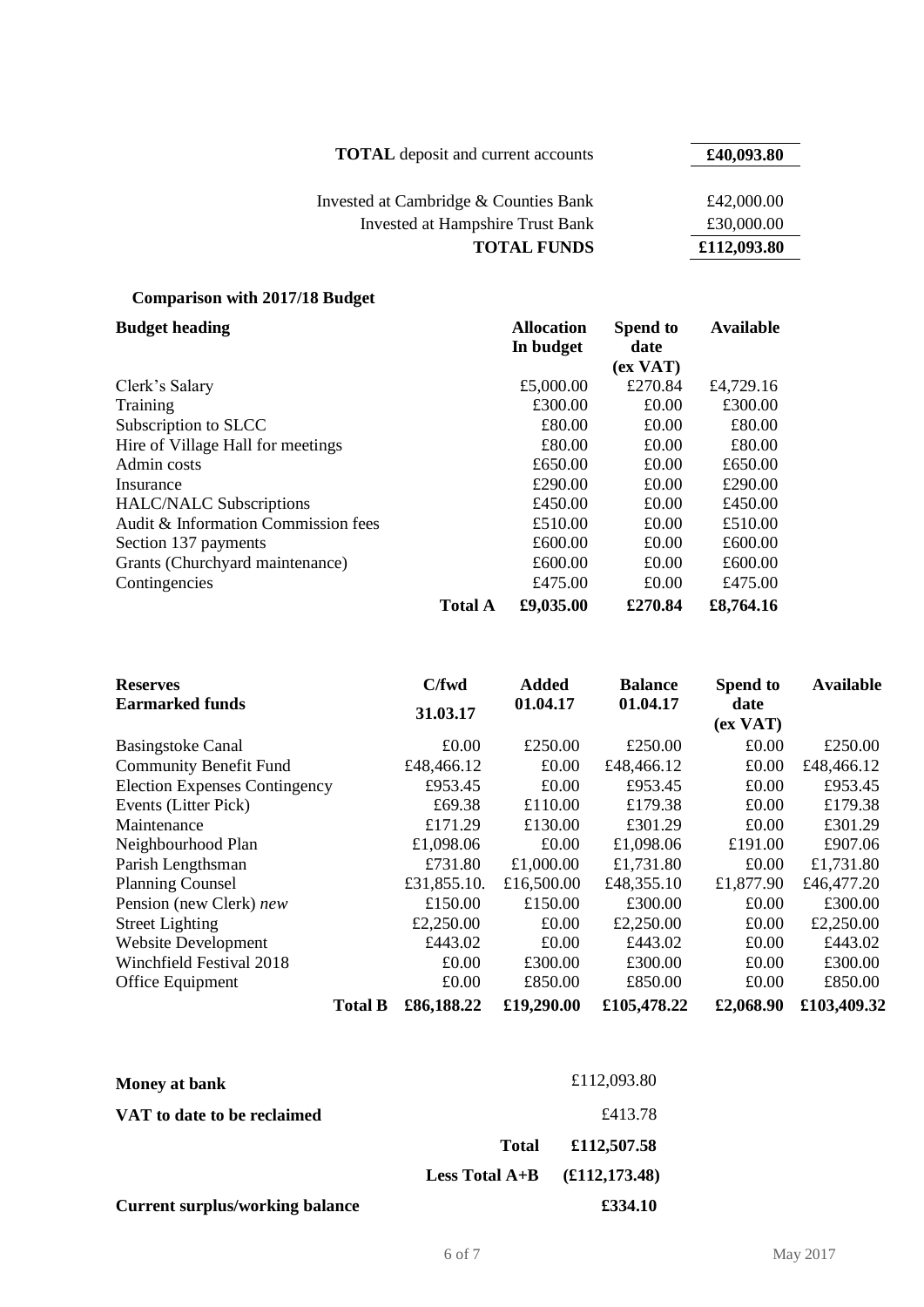| | |
|---|---|
| **TOTAL** deposit and current accounts | **£40,093.80** |
| | |
| Invested at Cambridge & Counties Bank | £42,000.00 |
| Invested at Hampshire Trust Bank | £30,000.00 |
| **TOTAL FUNDS** | **£112,093.80** |

**Comparison with 2017/18 Budget**

| **Budget heading** | | **Allocation In budget** | **Spend to date (ex VAT)** | **Available** |
|---|---|---|---|---|
| Clerk's Salary | | £5,000.00 | £270.84 | £4,729.16 |
| Training | | £300.00 | £0.00 | £300.00 |
| Subscription to SLCC | | £80.00 | £0.00 | £80.00 |
| Hire of Village Hall for meetings | | £80.00 | £0.00 | £80.00 |
| Admin costs | | £650.00 | £0.00 | £650.00 |
| Insurance | | £290.00 | £0.00 | £290.00 |
| HALC/NALC Subscriptions | | £450.00 | £0.00 | £450.00 |
| Audit & Information Commission fees | | £510.00 | £0.00 | £510.00 |
| Section 137 payments | | £600.00 | £0.00 | £600.00 |
| Grants (Churchyard maintenance) | | £600.00 | £0.00 | £600.00 |
| Contingencies | | £475.00 | £0.00 | £475.00 |
| | **Total A** | **£9,035.00** | **£270.84** | **£8,764.16** |

| **Reserves** **Earmarked funds** | | **C/fwd 31.03.17** | **Added 01.04.17** | **Balance 01.04.17** | **Spend to date (ex VAT)** | **Available** |
|---|---|---|---|---|---|---|
| Basingstoke Canal | | £0.00 | £250.00 | £250.00 | £0.00 | £250.00 |
| Community Benefit Fund | | £48,466.12 | £0.00 | £48,466.12 | £0.00 | £48,466.12 |
| Election Expenses Contingency | | £953.45 | £0.00 | £953.45 | £0.00 | £953.45 |
| Events (Litter Pick) | | £69.38 | £110.00 | £179.38 | £0.00 | £179.38 |
| Maintenance | | £171.29 | £130.00 | £301.29 | £0.00 | £301.29 |
| Neighbourhood Plan | | £1,098.06 | £0.00 | £1,098.06 | £191.00 | £907.06 |
| Parish Lengthsman | | £731.80 | £1,000.00 | £1,731.80 | £0.00 | £1,731.80 |
| Planning Counsel | | £31,855.10. | £16,500.00 | £48,355.10 | £1,877.90 | £46,477.20 |
| Pension (new Clerk) *new* | | £150.00 | £150.00 | £300.00 | £0.00 | £300.00 |
| Street Lighting | | £2,250.00 | £0.00 | £2,250.00 | £0.00 | £2,250.00 |
| Website Development | | £443.02 | £0.00 | £443.02 | £0.00 | £443.02 |
| Winchfield Festival 2018 | | £0.00 | £300.00 | £300.00 | £0.00 | £300.00 |
| Office Equipment | | £0.00 | £850.00 | £850.00 | £0.00 | £850.00 |
| | **Total B** | **£86,188.22** | **£19,290.00** | **£105,478.22** | **£2,068.90** | **£103,409.32** |

| | | |
|---|---|---|
| **Money at bank** | | £112,093.80 |
| **VAT to date to be reclaimed** | | £413.78 |
| | **Total** | **£112,507.58** |
| | **Less Total A+B** | **(£112,173.48)** |
| **Current surplus/working balance** | | **£334.10** |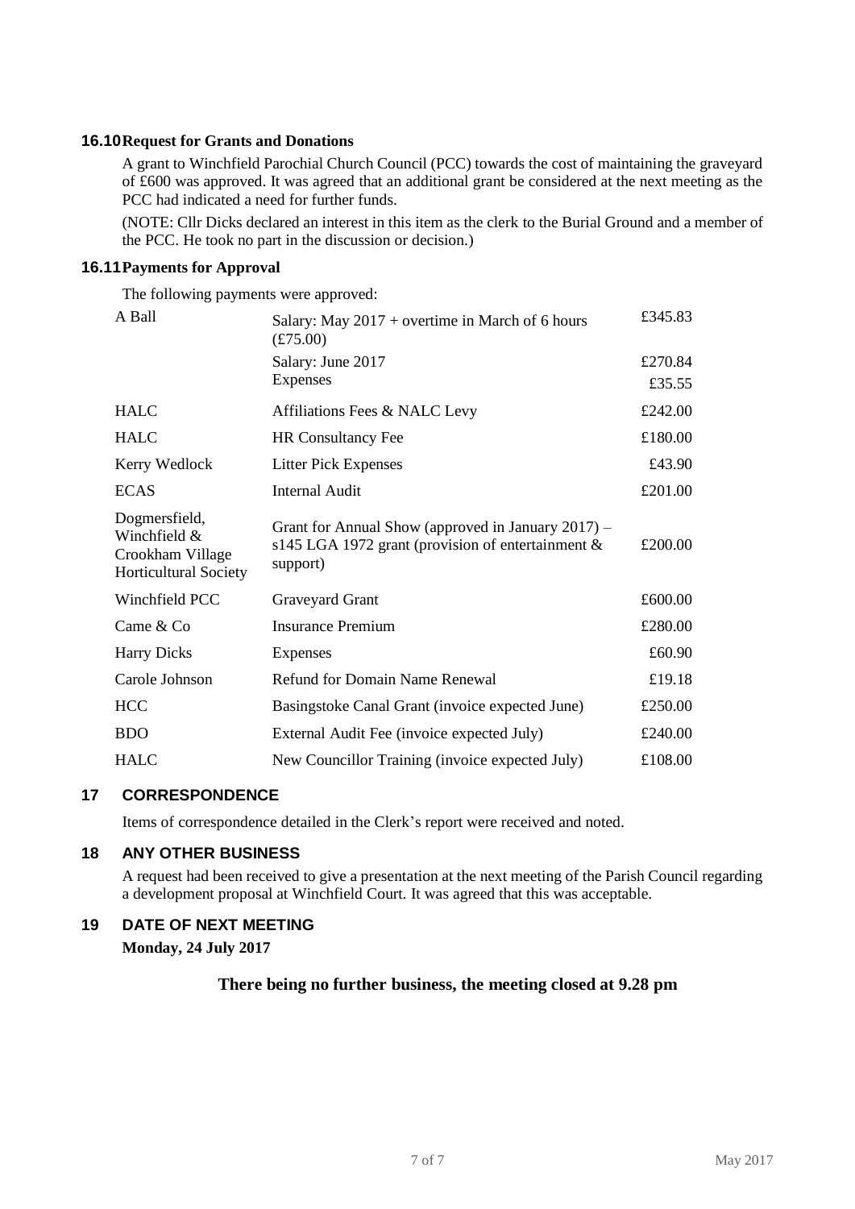### 16.10 Request for Grants and Donations

A grant to Winchfield Parochial Church Council (PCC) towards the cost of maintaining the graveyard of £600 was approved. It was agreed that an additional grant be considered at the next meeting as the PCC had indicated a need for further funds.

(NOTE: Cllr Dicks declared an interest in this item as the clerk to the Burial Ground and a member of the PCC. He took no part in the discussion or decision.)

### 16.11 Payments for Approval

The following payments were approved:

| | | |
|---|---|---|
| A Ball | Salary: May 2017 + overtime in March of 6 hours (£75.00) | £345.83 |
| | Salary: June 2017 | £270.84 |
| | Expenses | £35.55 |
| HALC | Affiliations Fees & NALC Levy | £242.00 |
| HALC | HR Consultancy Fee | £180.00 |
| Kerry Wedlock | Litter Pick Expenses | £43.90 |
| ECAS | Internal Audit | £201.00 |
| Dogmersfield, Winchfield & Crookham Village Horticultural Society | Grant for Annual Show (approved in January 2017) – s145 LGA 1972 grant (provision of entertainment & support) | £200.00 |
| Winchfield PCC | Graveyard Grant | £600.00 |
| Came & Co | Insurance Premium | £280.00 |
| Harry Dicks | Expenses | £60.90 |
| Carole Johnson | Refund for Domain Name Renewal | £19.18 |
| HCC | Basingstoke Canal Grant (invoice expected June) | £250.00 |
| BDO | External Audit Fee (invoice expected July) | £240.00 |
| HALC | New Councillor Training (invoice expected July) | £108.00 |

## 17 CORRESPONDENCE

Items of correspondence detailed in the Clerk's report were received and noted.

## 18 ANY OTHER BUSINESS

A request had been received to give a presentation at the next meeting of the Parish Council regarding a development proposal at Winchfield Court. It was agreed that this was acceptable.

## 19 DATE OF NEXT MEETING

**Monday, 24 July 2017**

**There being no further business, the meeting closed at 9.28 pm**